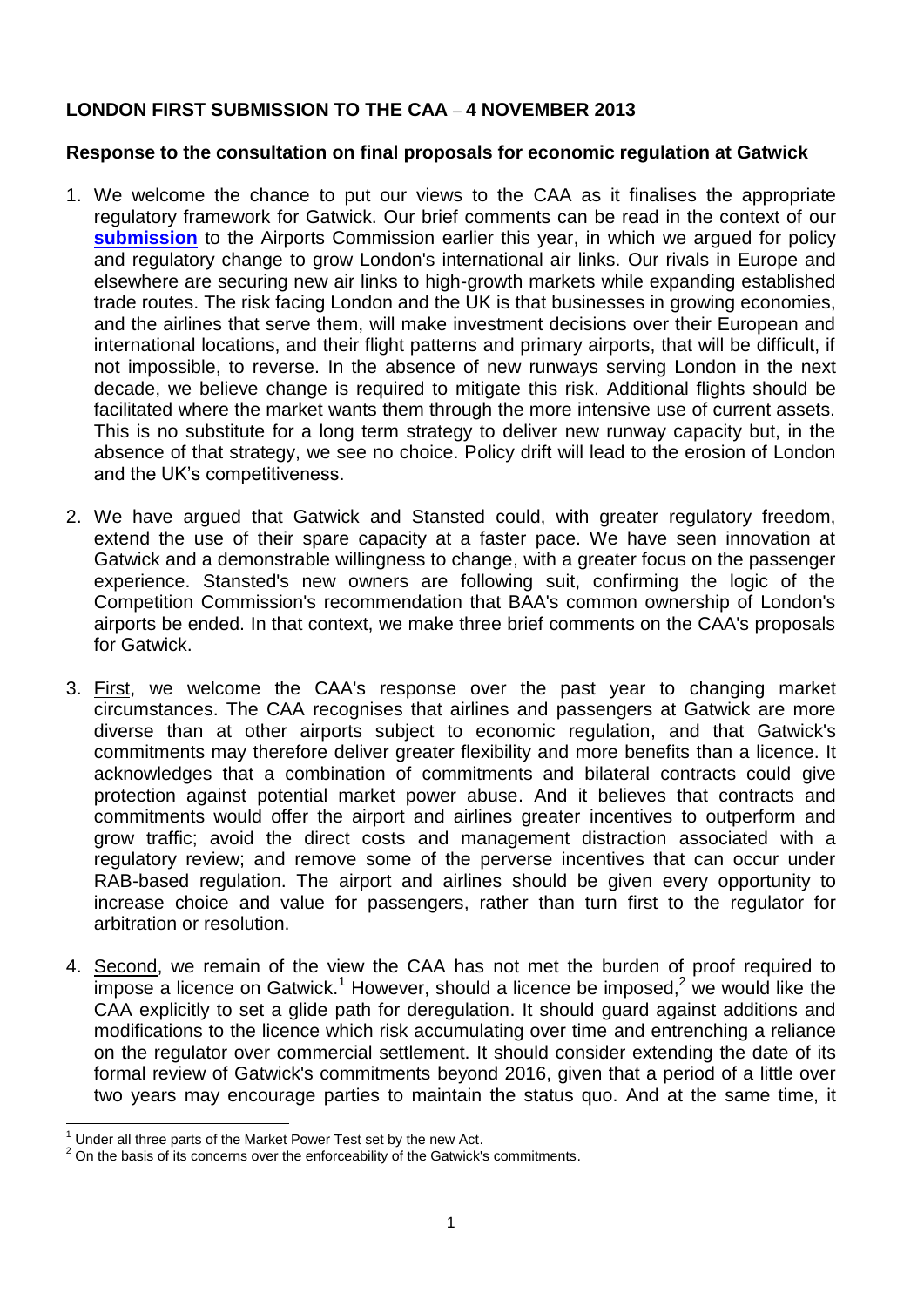## LONDON FIRST SUBMISSION TO THE CAA – 4 NOVEMBER 2013

### Response to the consultation on final proposals for economic regulation at Gatwick

1. We welcome the chance to put our views to the CAA as it finalises the appropriate regulatory framework for Gatwick. Our brief comments can be read in the context of our **submission** to the Airports Commission earlier this year, in which we argued for policy and regulatory change to grow London's international air links. Our rivals in Europe and elsewhere are securing new air links to high-growth markets while expanding established trade routes. The risk facing London and the UK is that businesses in growing economies, and the airlines that serve them, will make investment decisions over their European and international locations, and their flight patterns and primary airports, that will be difficult, if not impossible, to reverse. In the absence of new runways serving London in the next decade, we believe change is required to mitigate this risk. Additional flights should be facilitated where the market wants them through the more intensive use of current assets. This is no substitute for a long term strategy to deliver new runway capacity but, in the absence of that strategy, we see no choice. Policy drift will lead to the erosion of London and the UK's competitiveness.

2. We have argued that Gatwick and Stansted could, with greater regulatory freedom, extend the use of their spare capacity at a faster pace. We have seen innovation at Gatwick and a demonstrable willingness to change, with a greater focus on the passenger experience. Stansted's new owners are following suit, confirming the logic of the Competition Commission's recommendation that BAA's common ownership of London's airports be ended. In that context, we make three brief comments on the CAA's proposals for Gatwick.

3. First, we welcome the CAA's response over the past year to changing market circumstances. The CAA recognises that airlines and passengers at Gatwick are more diverse than at other airports subject to economic regulation, and that Gatwick's commitments may therefore deliver greater flexibility and more benefits than a licence. It acknowledges that a combination of commitments and bilateral contracts could give protection against potential market power abuse. And it believes that contracts and commitments would offer the airport and airlines greater incentives to outperform and grow traffic; avoid the direct costs and management distraction associated with a regulatory review; and remove some of the perverse incentives that can occur under RAB-based regulation. The airport and airlines should be given every opportunity to increase choice and value for passengers, rather than turn first to the regulator for arbitration or resolution.

4. Second, we remain of the view the CAA has not met the burden of proof required to impose a licence on Gatwick.[1] However, should a licence be imposed,[2] we would like the CAA explicitly to set a glide path for deregulation. It should guard against additions and modifications to the licence which risk accumulating over time and entrenching a reliance on the regulator over commercial settlement. It should consider extending the date of its formal review of Gatwick's commitments beyond 2016, given that a period of a little over two years may encourage parties to maintain the status quo. And at the same time, it

---

[1] Under all three parts of the Market Power Test set by the new Act.

[2] On the basis of its concerns over the enforceability of the Gatwick's commitments.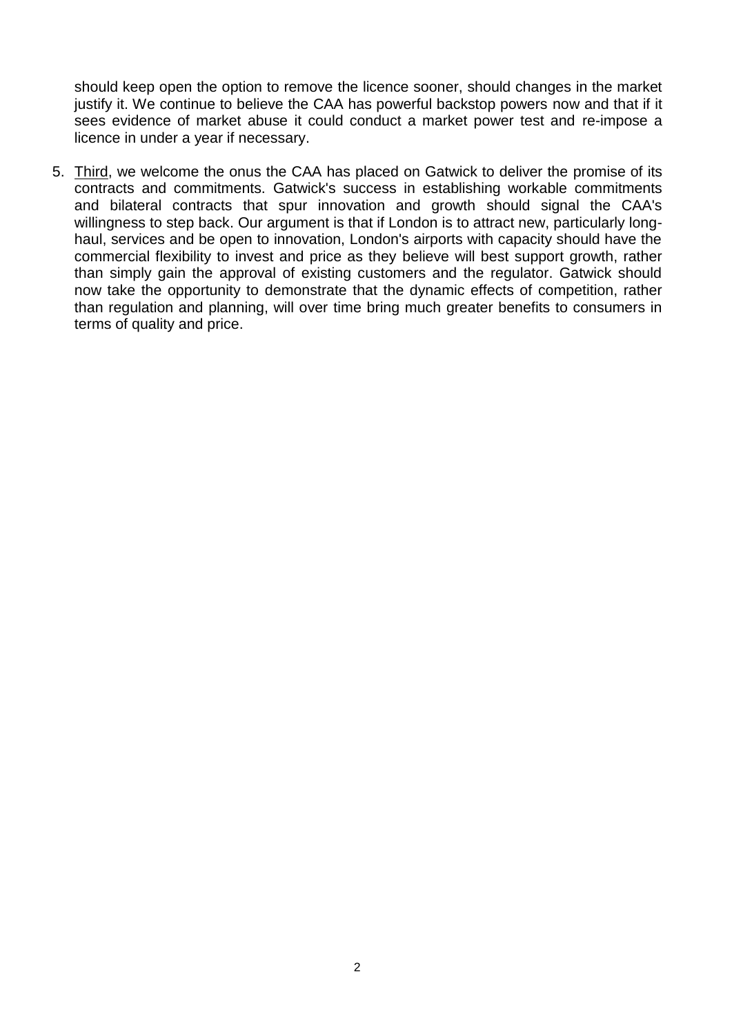should keep open the option to remove the licence sooner, should changes in the market justify it. We continue to believe the CAA has powerful backstop powers now and that if it sees evidence of market abuse it could conduct a market power test and re-impose a licence in under a year if necessary.

5. <u>Third</u>, we welcome the onus the CAA has placed on Gatwick to deliver the promise of its contracts and commitments. Gatwick's success in establishing workable commitments and bilateral contracts that spur innovation and growth should signal the CAA's willingness to step back. Our argument is that if London is to attract new, particularly long-haul, services and be open to innovation, London's airports with capacity should have the commercial flexibility to invest and price as they believe will best support growth, rather than simply gain the approval of existing customers and the regulator. Gatwick should now take the opportunity to demonstrate that the dynamic effects of competition, rather than regulation and planning, will over time bring much greater benefits to consumers in terms of quality and price.